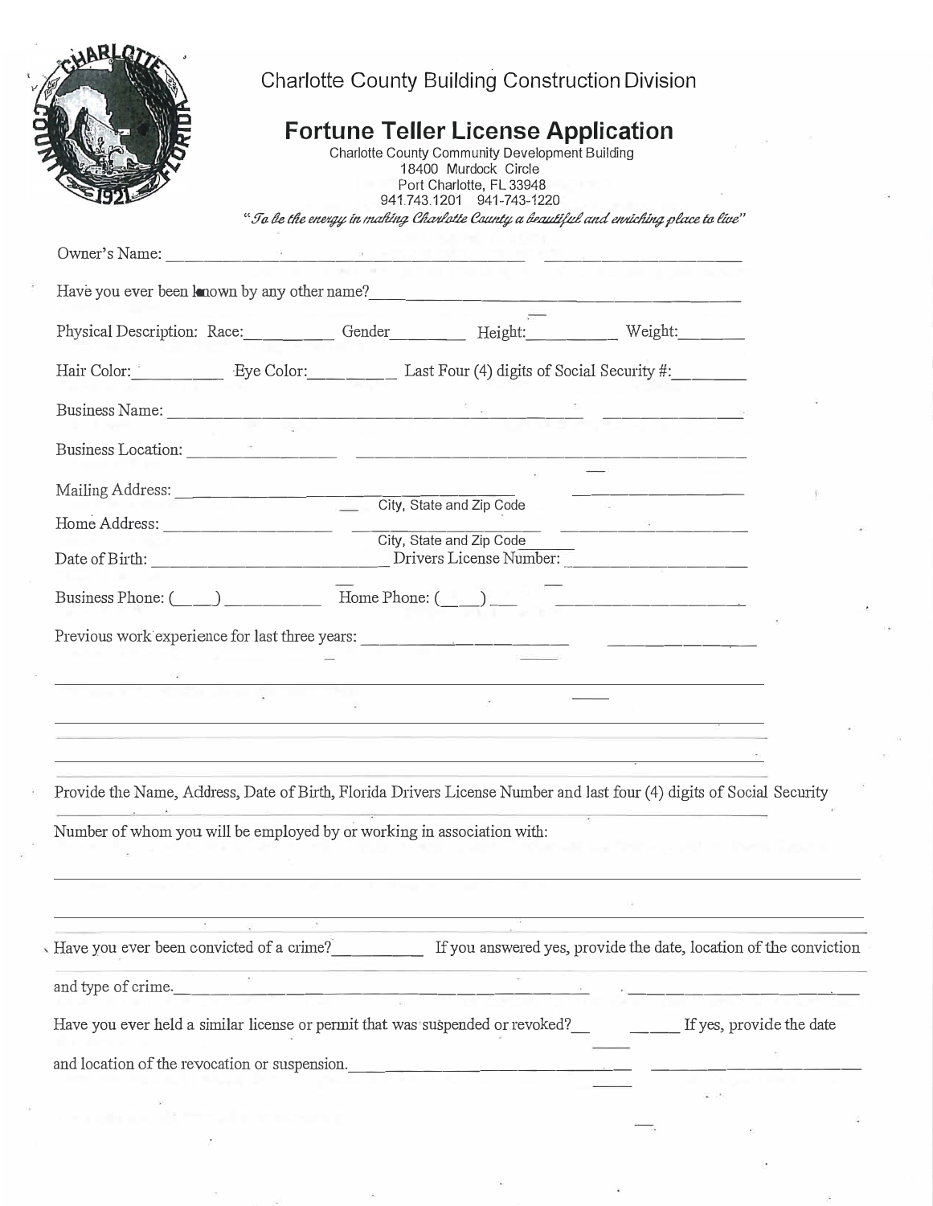Charlotte County Building Construction Division

# Fortune Teller License Application

Charlotte County Community Development Building
18400 Murdock Circle
Port Charlotte, FL 33948
941.743.1201 941-743-1220

*"To be the energy in making Charlotte County a beautiful and enriching place to live"*

Owner's Name: ______________________________________________

Have you ever been known by any other name? ______________________________________________

Physical Description: Race: __________ Gender ________ Height: __________ Weight: _______

Hair Color: __________ Eye Color: __________ Last Four (4) digits of Social Security #: ________

Business Name: ______________________________________________

Business Location: ______________________________________________

Mailing Address: ______________________ City, State and Zip Code ______________________

Home Address: ______________________ City, State and Zip Code ______________________

Date of Birth: ______________________ Drivers License Number: ______________________

Business Phone: (____) __________ Home Phone: (____) __________

Previous work experience for last three years: ______________________________________________

______________________________________________

______________________________________________

______________________________________________

Provide the Name, Address, Date of Birth, Florida Drivers License Number and last four (4) digits of Social Security Number of whom you will be employed by or working in association with:

______________________________________________

______________________________________________

Have you ever been convicted of a crime? __________ If you answered yes, provide the date, location of the conviction and type of crime. ______________________________________________

Have you ever held a similar license or permit that was suspended or revoked? ______ If yes, provide the date and location of the revocation or suspension. ______________________________________________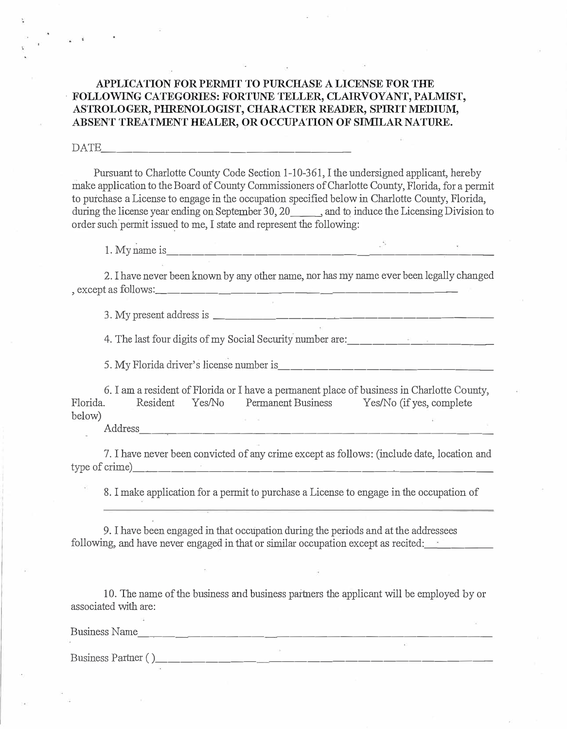**APPLICATION FOR PERMIT TO PURCHASE A LICENSE FOR THE FOLLOWING CATEGORIES: FORTUNE TELLER, CLAIRVOYANT, PALMIST, ASTROLOGER, PHRENOLOGIST, CHARACTER READER, SPIRIT MEDIUM, ABSENT TREATMENT HEALER, OR OCCUPATION OF SIMILAR NATURE.**

DATE_______________________________________

Pursuant to Charlotte County Code Section 1-10-361, I the undersigned applicant, hereby make application to the Board of County Commissioners of Charlotte County, Florida, for a permit to purchase a License to engage in the occupation specified below in Charlotte County, Florida, during the license year ending on September 30, 20_____, and to induce the Licensing Division to order such permit issued to me, I state and represent the following:

1. My name is_______________________________________________________

2. I have never been known by any other name, nor has my name ever been legally changed , except as follows:_______________________________________________

3. My present address is ____________________________________________

4. The last four digits of my Social Security number are:____________________

5. My Florida driver's license number is________________________________

6. I am a resident of Florida or I have a permanent place of business in Charlotte County, Florida. Resident Yes/No Permanent Business Yes/No (if yes, complete below)

Address______________________________________________________

7. I have never been convicted of any crime except as follows: (include date, location and type of crime)_______________________________________________________

8. I make application for a permit to purchase a License to engage in the occupation of

_______________________________________________________________

9. I have been engaged in that occupation during the periods and at the addressees following, and have never engaged in that or similar occupation except as recited:__________

10. The name of the business and business partners the applicant will be employed by or associated with are:

Business Name____________________________________________________

Business Partner ( )_________________________________________________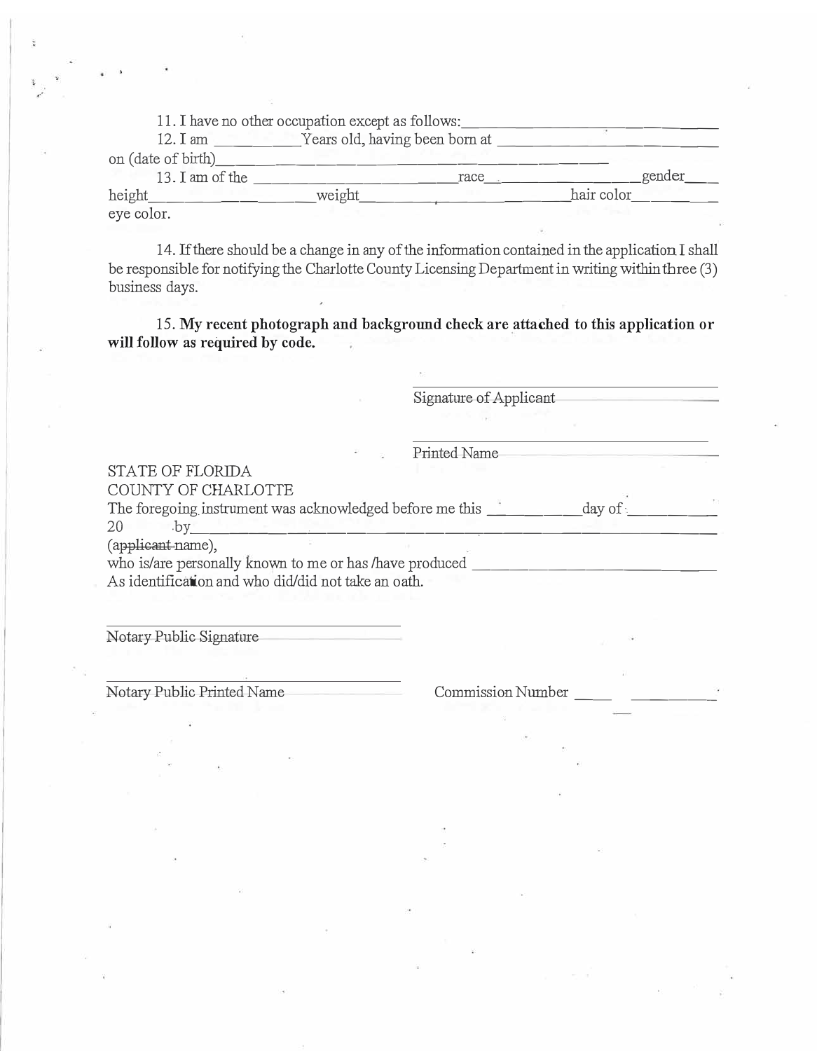11. I have no other occupation except as follows:______________________________

12. I am __________Years old, having been born at ______________________________ on (date of birth)________________________________________

13. I am of the ________________________race____________________gender_____ height______________________weight______________________________hair color__________ eye color.

14. If there should be a change in any of the information contained in the application I shall be responsible for notifying the Charlotte County Licensing Department in writing within three (3) business days.

15. **My recent photograph and background check are attached to this application or will follow as required by code.**

______________________________
Signature of Applicant

______________________________
Printed Name

STATE OF FLORIDA
COUNTY OF CHARLOTTE

The foregoing instrument was acknowledged before me this __________day of__________ 20 by______________________________________________ (~~applicant~~ name),
who is/are personally known to me or has /have produced ______________________________
As identification and who did/did not take an oath.

______________________________
Notary Public Signature

______________________________
Notary Public Printed Name

Commission Number ______________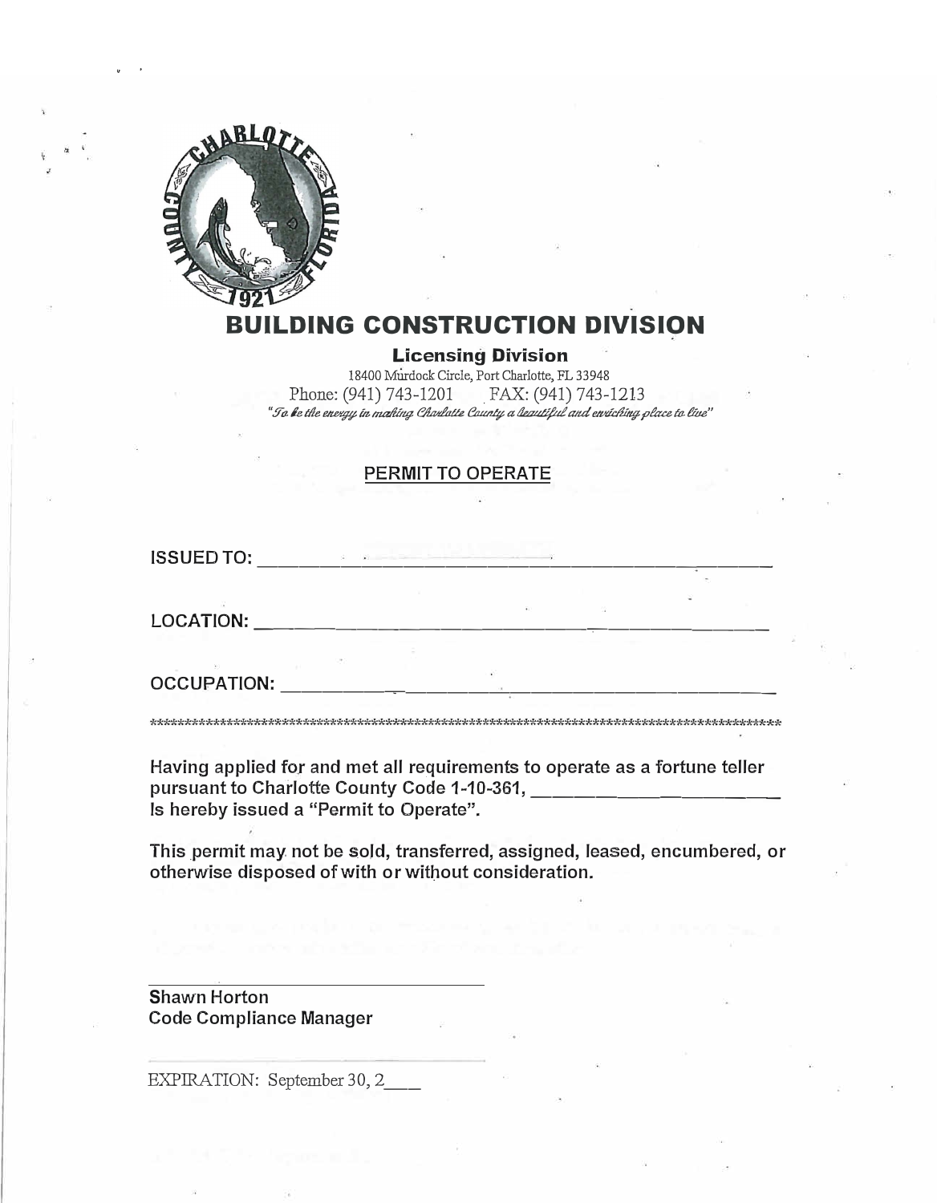# BUILDING CONSTRUCTION DIVISION

**Licensing Division**

18400 Murdock Circle, Port Charlotte, FL 33948

Phone: (941) 743-1201 FAX: (941) 743-1213

*"To be the energy in making Charlotte County a beautiful and enriching place to live"*

## PERMIT TO OPERATE

**ISSUED TO:** ______________________________________________

**LOCATION:** ______________________________________________

**OCCUPATION:** ______________________________________________

****************************************************************************************************

**Having applied for and met all requirements to operate as a fortune teller pursuant to Charlotte County Code 1-10-361, ________________________ Is hereby issued a "Permit to Operate".**

**This permit may not be sold, transferred, assigned, leased, encumbered, or otherwise disposed of with or without consideration.**

________________________________

**Shawn Horton**
**Code Compliance Manager**

EXPIRATION: September 30, 2____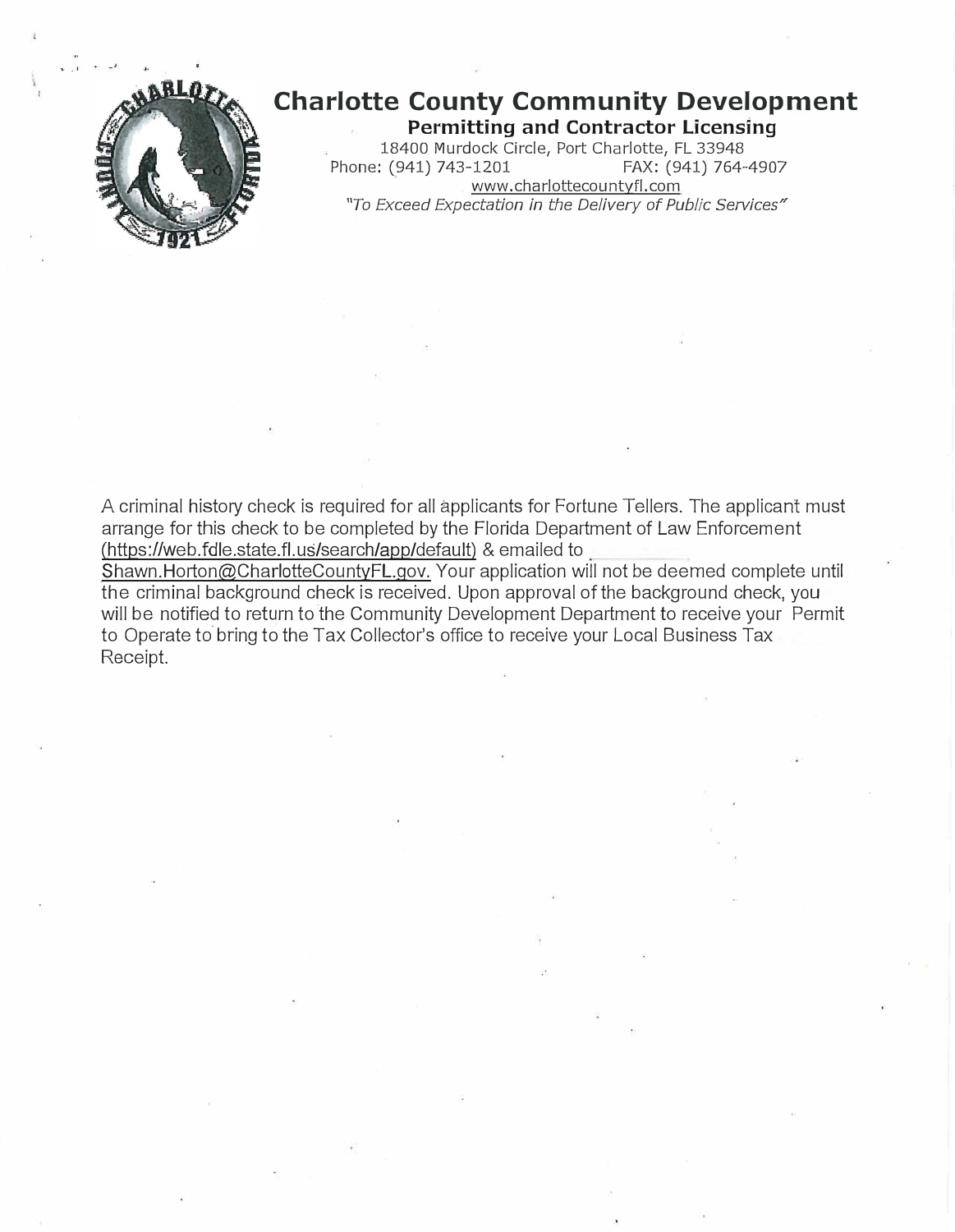# Charlotte County Community Development

**Permitting and Contractor Licensing**

18400 Murdock Circle, Port Charlotte, FL 33948

Phone: (941) 743-1201 FAX: (941) 764-4907

www.charlottecountyfl.com

*"To Exceed Expectation in the Delivery of Public Services"*

A criminal history check is required for all applicants for Fortune Tellers. The applicant must arrange for this check to be completed by the Florida Department of Law Enforcement (https://web.fdle.state.fl.us/search/app/default) & emailed to Shawn.Horton@CharlotteCountyFL.gov. Your application will not be deemed complete until the criminal background check is received. Upon approval of the background check, you will be notified to return to the Community Development Department to receive your Permit to Operate to bring to the Tax Collector's office to receive your Local Business Tax Receipt.